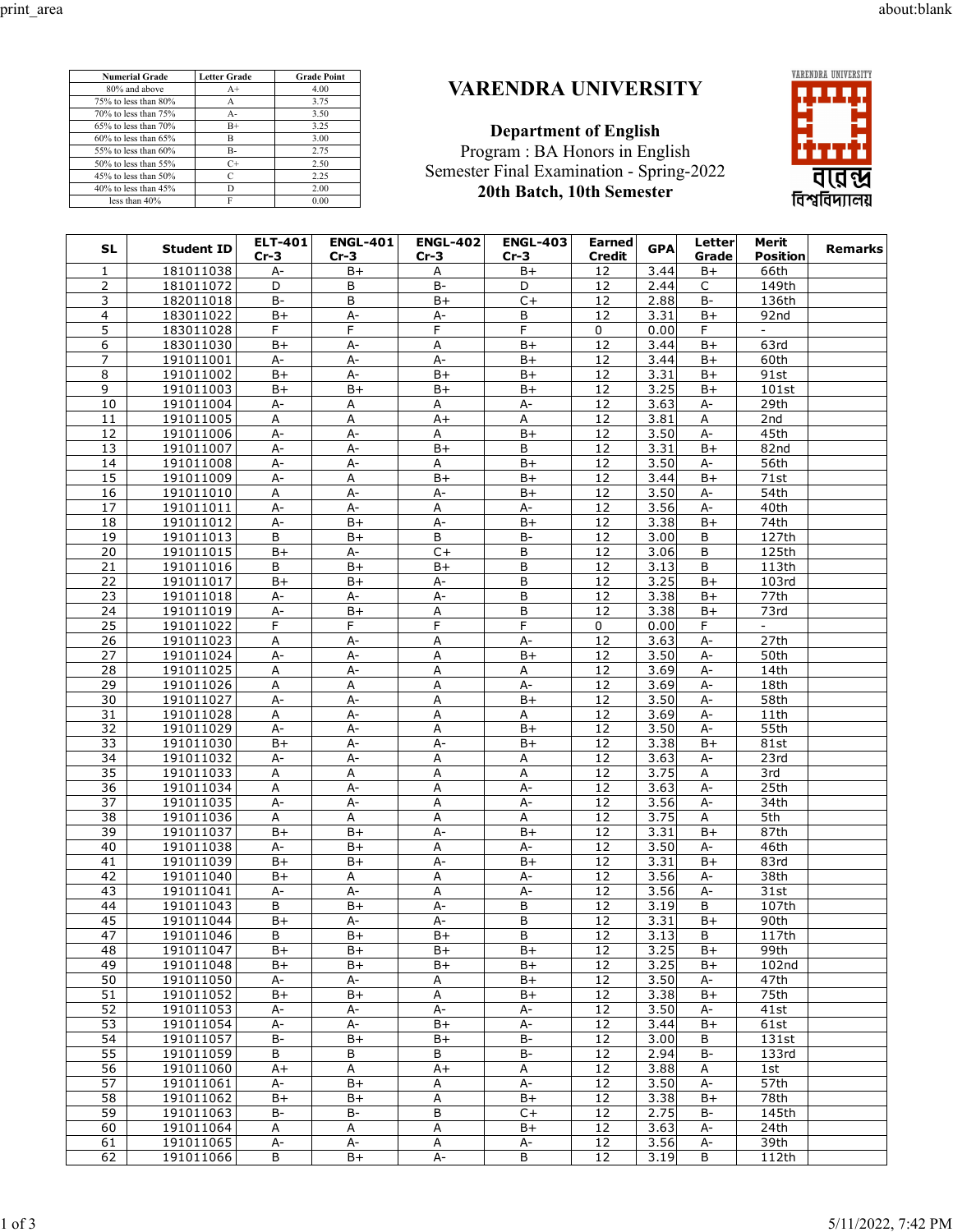| Numerial Grade | Letter Grade | Grade Point |
|---|---|---|
| 80% and above | A+ | 4.00 |
| 75% to less than 80% | A | 3.75 |
| 70% to less than 75% | A- | 3.50 |
| 65% to less than 70% | B+ | 3.25 |
| 60% to less than 65% | B | 3.00 |
| 55% to less than 60% | B- | 2.75 |
| 50% to less than 55% | C+ | 2.50 |
| 45% to less than 50% | C | 2.25 |
| 40% to less than 45% | D | 2.00 |
| less than 40% | F | 0.00 |

# VARENDRA UNIVERSITY

**Department of English**

Program : BA Honors in English

Semester Final Examination - Spring-2022

**20th Batch, 10th Semester**

| SL | Student ID | ELT-401 Cr-3 | ENGL-401 Cr-3 | ENGL-402 Cr-3 | ENGL-403 Cr-3 | Earned Credit | GPA | Letter Grade | Merit Position | Remarks |
|---|---|---|---|---|---|---|---|---|---|---|
| 1 | 181011038 | A- | B+ | A | B+ | 12 | 3.44 | B+ | 66th | |
| 2 | 181011072 | D | B | B- | D | 12 | 2.44 | C | 149th | |
| 3 | 182011018 | B- | B | B+ | C+ | 12 | 2.88 | B- | 136th | |
| 4 | 183011022 | B+ | A- | A- | B | 12 | 3.31 | B+ | 92nd | |
| 5 | 183011028 | F | F | F | F | 0 | 0.00 | F | - | |
| 6 | 183011030 | B+ | A- | A | B+ | 12 | 3.44 | B+ | 63rd | |
| 7 | 191011001 | A- | A- | A- | B+ | 12 | 3.44 | B+ | 60th | |
| 8 | 191011002 | B+ | A- | B+ | B+ | 12 | 3.31 | B+ | 91st | |
| 9 | 191011003 | B+ | B+ | B+ | B+ | 12 | 3.25 | B+ | 101st | |
| 10 | 191011004 | A- | A | A | A- | 12 | 3.63 | A- | 29th | |
| 11 | 191011005 | A | A | A+ | A | 12 | 3.81 | A | 2nd | |
| 12 | 191011006 | A- | A- | A | B+ | 12 | 3.50 | A- | 45th | |
| 13 | 191011007 | A- | A- | B+ | B | 12 | 3.31 | B+ | 82nd | |
| 14 | 191011008 | A- | A- | A | B+ | 12 | 3.50 | A- | 56th | |
| 15 | 191011009 | A- | A | B+ | B+ | 12 | 3.44 | B+ | 71st | |
| 16 | 191011010 | A | A- | A- | B+ | 12 | 3.50 | A- | 54th | |
| 17 | 191011011 | A- | A- | A | A- | 12 | 3.56 | A- | 40th | |
| 18 | 191011012 | A- | B+ | A- | B+ | 12 | 3.38 | B+ | 74th | |
| 19 | 191011013 | B | B+ | B | B- | 12 | 3.00 | B | 127th | |
| 20 | 191011015 | B+ | A- | C+ | B | 12 | 3.06 | B | 125th | |
| 21 | 191011016 | B | B+ | B+ | B | 12 | 3.13 | B | 113th | |
| 22 | 191011017 | B+ | B+ | A- | B | 12 | 3.25 | B+ | 103rd | |
| 23 | 191011018 | A- | A- | A- | B | 12 | 3.38 | B+ | 77th | |
| 24 | 191011019 | A- | B+ | A | B | 12 | 3.38 | B+ | 73rd | |
| 25 | 191011022 | F | F | F | F | 0 | 0.00 | F | - | |
| 26 | 191011023 | A | A- | A | A- | 12 | 3.63 | A- | 27th | |
| 27 | 191011024 | A- | A- | A | B+ | 12 | 3.50 | A- | 50th | |
| 28 | 191011025 | A | A- | A | A | 12 | 3.69 | A- | 14th | |
| 29 | 191011026 | A | A | A | A- | 12 | 3.69 | A- | 18th | |
| 30 | 191011027 | A- | A- | A | B+ | 12 | 3.50 | A- | 58th | |
| 31 | 191011028 | A | A- | A | A | 12 | 3.69 | A- | 11th | |
| 32 | 191011029 | A- | A- | A | B+ | 12 | 3.50 | A- | 55th | |
| 33 | 191011030 | B+ | A- | A- | B+ | 12 | 3.38 | B+ | 81st | |
| 34 | 191011032 | A- | A- | A | A | 12 | 3.63 | A- | 23rd | |
| 35 | 191011033 | A | A | A | A | 12 | 3.75 | A | 3rd | |
| 36 | 191011034 | A | A- | A | A- | 12 | 3.63 | A- | 25th | |
| 37 | 191011035 | A- | A- | A | A- | 12 | 3.56 | A- | 34th | |
| 38 | 191011036 | A | A | A | A | 12 | 3.75 | A | 5th | |
| 39 | 191011037 | B+ | B+ | A- | B+ | 12 | 3.31 | B+ | 87th | |
| 40 | 191011038 | A- | B+ | A | A- | 12 | 3.50 | A- | 46th | |
| 41 | 191011039 | B+ | B+ | A- | B+ | 12 | 3.31 | B+ | 83rd | |
| 42 | 191011040 | B+ | A | A | A- | 12 | 3.56 | A- | 38th | |
| 43 | 191011041 | A- | A- | A | A- | 12 | 3.56 | A- | 31st | |
| 44 | 191011043 | B | B+ | A- | B | 12 | 3.19 | B | 107th | |
| 45 | 191011044 | B+ | A- | A- | B | 12 | 3.31 | B+ | 90th | |
| 47 | 191011046 | B | B+ | B+ | B | 12 | 3.13 | B | 117th | |
| 48 | 191011047 | B+ | B+ | B+ | B+ | 12 | 3.25 | B+ | 99th | |
| 49 | 191011048 | B+ | B+ | B+ | B+ | 12 | 3.25 | B+ | 102nd | |
| 50 | 191011050 | A- | A- | A | B+ | 12 | 3.50 | A- | 47th | |
| 51 | 191011052 | B+ | B+ | A | B+ | 12 | 3.38 | B+ | 75th | |
| 52 | 191011053 | A- | A- | A- | A- | 12 | 3.50 | A- | 41st | |
| 53 | 191011054 | A- | A- | B+ | A- | 12 | 3.44 | B+ | 61st | |
| 54 | 191011057 | B- | B+ | B+ | B- | 12 | 3.00 | B | 131st | |
| 55 | 191011059 | B | B | B | B- | 12 | 2.94 | B- | 133rd | |
| 56 | 191011060 | A+ | A | A+ | A | 12 | 3.88 | A | 1st | |
| 57 | 191011061 | A- | B+ | A | A- | 12 | 3.50 | A- | 57th | |
| 58 | 191011062 | B+ | B+ | A | B+ | 12 | 3.38 | B+ | 78th | |
| 59 | 191011063 | B- | B- | B | C+ | 12 | 2.75 | B- | 145th | |
| 60 | 191011064 | A | A | A | B+ | 12 | 3.63 | A- | 24th | |
| 61 | 191011065 | A- | A- | A | A- | 12 | 3.56 | A- | 39th | |
| 62 | 191011066 | B | B+ | A- | B | 12 | 3.19 | B | 112th | |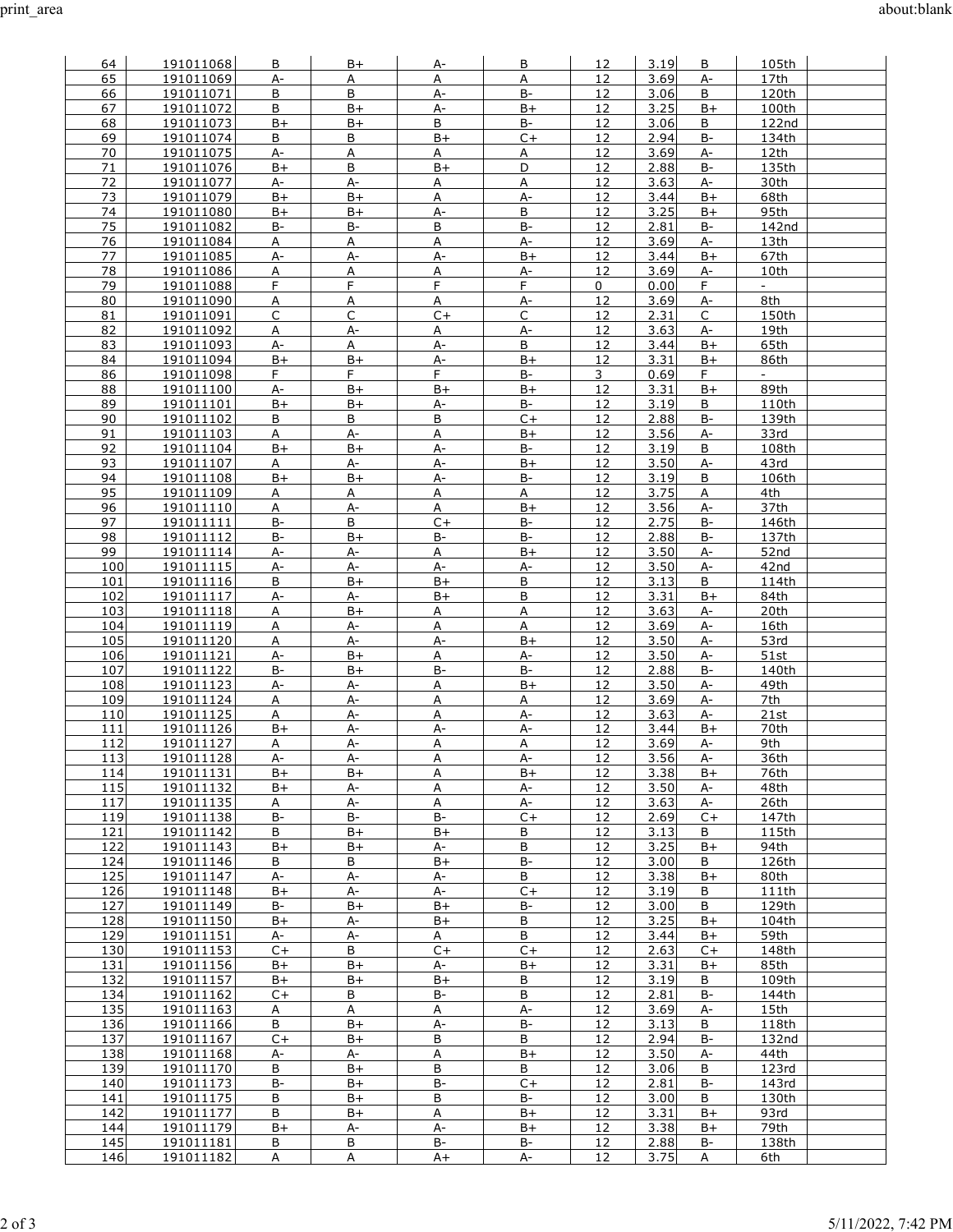| 64 | 191011068 | B | B+ | A- | B | 12 | 3.19 | B | 105th | |
|---|---|---|---|---|---|---|---|---|---|---|
| 65 | 191011069 | A- | A | A | A | 12 | 3.69 | A- | 17th | |
| 66 | 191011071 | B | B | A- | B- | 12 | 3.06 | B | 120th | |
| 67 | 191011072 | B | B+ | A- | B+ | 12 | 3.25 | B+ | 100th | |
| 68 | 191011073 | B+ | B+ | B | B- | 12 | 3.06 | B | 122nd | |
| 69 | 191011074 | B | B | B+ | C+ | 12 | 2.94 | B- | 134th | |
| 70 | 191011075 | A- | A | A | A | 12 | 3.69 | A- | 12th | |
| 71 | 191011076 | B+ | B | B+ | D | 12 | 2.88 | B- | 135th | |
| 72 | 191011077 | A- | A- | A | A | 12 | 3.63 | A- | 30th | |
| 73 | 191011079 | B+ | B+ | A | A- | 12 | 3.44 | B+ | 68th | |
| 74 | 191011080 | B+ | B+ | A- | B | 12 | 3.25 | B+ | 95th | |
| 75 | 191011082 | B- | B- | B | B- | 12 | 2.81 | B- | 142nd | |
| 76 | 191011084 | A | A | A | A- | 12 | 3.69 | A- | 13th | |
| 77 | 191011085 | A- | A- | A- | B+ | 12 | 3.44 | B+ | 67th | |
| 78 | 191011086 | A | A | A | A- | 12 | 3.69 | A- | 10th | |
| 79 | 191011088 | F | F | F | F | 0 | 0.00 | F | - | |
| 80 | 191011090 | A | A | A | A- | 12 | 3.69 | A- | 8th | |
| 81 | 191011091 | C | C | C+ | C | 12 | 2.31 | C | 150th | |
| 82 | 191011092 | A | A- | A | A- | 12 | 3.63 | A- | 19th | |
| 83 | 191011093 | A- | A | A- | B | 12 | 3.44 | B+ | 65th | |
| 84 | 191011094 | B+ | B+ | A- | B+ | 12 | 3.31 | B+ | 86th | |
| 86 | 191011098 | F | F | F | B- | 3 | 0.69 | F | - | |
| 88 | 191011100 | A- | B+ | B+ | B+ | 12 | 3.31 | B+ | 89th | |
| 89 | 191011101 | B+ | B+ | A- | B- | 12 | 3.19 | B | 110th | |
| 90 | 191011102 | B | B | B | C+ | 12 | 2.88 | B- | 139th | |
| 91 | 191011103 | A | A- | A | B+ | 12 | 3.56 | A- | 33rd | |
| 92 | 191011104 | B+ | B+ | A- | B- | 12 | 3.19 | B | 108th | |
| 93 | 191011107 | A | A- | A- | B+ | 12 | 3.50 | A- | 43rd | |
| 94 | 191011108 | B+ | B+ | A- | B- | 12 | 3.19 | B | 106th | |
| 95 | 191011109 | A | A | A | A | 12 | 3.75 | A | 4th | |
| 96 | 191011110 | A | A- | A | B+ | 12 | 3.56 | A- | 37th | |
| 97 | 191011111 | B- | B | C+ | B- | 12 | 2.75 | B- | 146th | |
| 98 | 191011112 | B- | B+ | B- | B- | 12 | 2.88 | B- | 137th | |
| 99 | 191011114 | A- | A- | A | B+ | 12 | 3.50 | A- | 52nd | |
| 100 | 191011115 | A- | A- | A- | A- | 12 | 3.50 | A- | 42nd | |
| 101 | 191011116 | B | B+ | B+ | B | 12 | 3.13 | B | 114th | |
| 102 | 191011117 | A- | A- | B+ | B | 12 | 3.31 | B+ | 84th | |
| 103 | 191011118 | A | B+ | A | A | 12 | 3.63 | A- | 20th | |
| 104 | 191011119 | A | A- | A | A | 12 | 3.69 | A- | 16th | |
| 105 | 191011120 | A | A- | A- | B+ | 12 | 3.50 | A- | 53rd | |
| 106 | 191011121 | A- | B+ | A | A- | 12 | 3.50 | A- | 51st | |
| 107 | 191011122 | B- | B+ | B- | B- | 12 | 2.88 | B- | 140th | |
| 108 | 191011123 | A- | A- | A | B+ | 12 | 3.50 | A- | 49th | |
| 109 | 191011124 | A | A- | A | A | 12 | 3.69 | A- | 7th | |
| 110 | 191011125 | A | A- | A | A- | 12 | 3.63 | A- | 21st | |
| 111 | 191011126 | B+ | A- | A- | A- | 12 | 3.44 | B+ | 70th | |
| 112 | 191011127 | A | A- | A | A | 12 | 3.69 | A- | 9th | |
| 113 | 191011128 | A- | A- | A | A- | 12 | 3.56 | A- | 36th | |
| 114 | 191011131 | B+ | B+ | A | B+ | 12 | 3.38 | B+ | 76th | |
| 115 | 191011132 | B+ | A- | A | A- | 12 | 3.50 | A- | 48th | |
| 117 | 191011135 | A | A- | A | A- | 12 | 3.63 | A- | 26th | |
| 119 | 191011138 | B- | B- | B- | C+ | 12 | 2.69 | C+ | 147th | |
| 121 | 191011142 | B | B+ | B+ | B | 12 | 3.13 | B | 115th | |
| 122 | 191011143 | B+ | B+ | A- | B | 12 | 3.25 | B+ | 94th | |
| 124 | 191011146 | B | B | B+ | B- | 12 | 3.00 | B | 126th | |
| 125 | 191011147 | A- | A- | A- | B | 12 | 3.38 | B+ | 80th | |
| 126 | 191011148 | B+ | A- | A- | C+ | 12 | 3.19 | B | 111th | |
| 127 | 191011149 | B- | B+ | B+ | B- | 12 | 3.00 | B | 129th | |
| 128 | 191011150 | B+ | A- | B+ | B | 12 | 3.25 | B+ | 104th | |
| 129 | 191011151 | A- | A- | A | B | 12 | 3.44 | B+ | 59th | |
| 130 | 191011153 | C+ | B | C+ | C+ | 12 | 2.63 | C+ | 148th | |
| 131 | 191011156 | B+ | B+ | A- | B+ | 12 | 3.31 | B+ | 85th | |
| 132 | 191011157 | B+ | B+ | B+ | B | 12 | 3.19 | B | 109th | |
| 134 | 191011162 | C+ | B | B- | B | 12 | 2.81 | B- | 144th | |
| 135 | 191011163 | A | A | A | A- | 12 | 3.69 | A- | 15th | |
| 136 | 191011166 | B | B+ | A- | B- | 12 | 3.13 | B | 118th | |
| 137 | 191011167 | C+ | B+ | B | B | 12 | 2.94 | B- | 132nd | |
| 138 | 191011168 | A- | A- | A | B+ | 12 | 3.50 | A- | 44th | |
| 139 | 191011170 | B | B+ | B | B | 12 | 3.06 | B | 123rd | |
| 140 | 191011173 | B- | B+ | B- | C+ | 12 | 2.81 | B- | 143rd | |
| 141 | 191011175 | B | B+ | B | B- | 12 | 3.00 | B | 130th | |
| 142 | 191011177 | B | B+ | A | B+ | 12 | 3.31 | B+ | 93rd | |
| 144 | 191011179 | B+ | A- | A- | B+ | 12 | 3.38 | B+ | 79th | |
| 145 | 191011181 | B | B | B- | B- | 12 | 2.88 | B- | 138th | |
| 146 | 191011182 | A | A | A+ | A- | 12 | 3.75 | A | 6th | |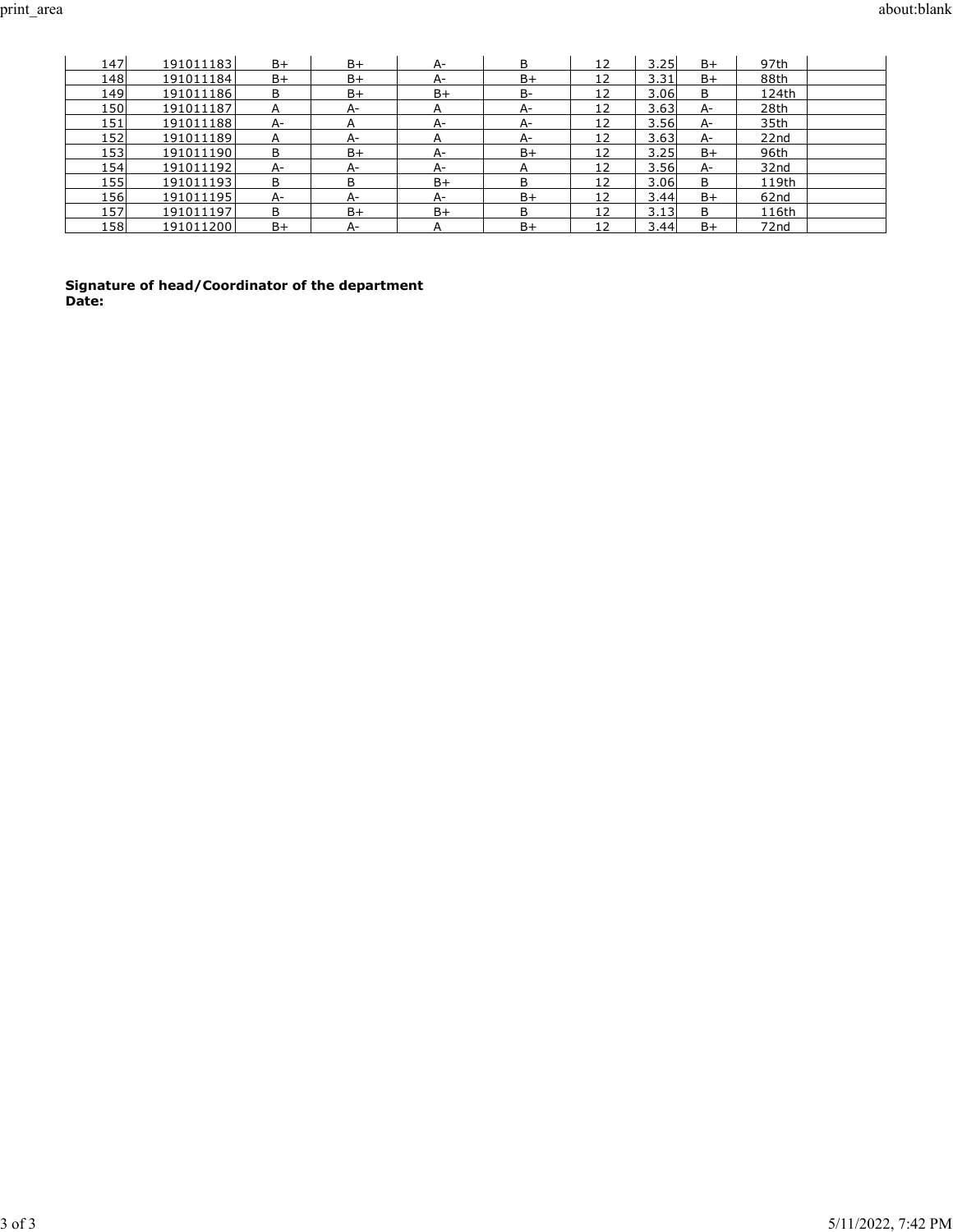| | | | | | | | | | | |
|---|---|---|---|---|---|---|---|---|---|---|
| 147 | 191011183 | B+ | B+ | A- | B | 12 | 3.25 | B+ | 97th | |
| 148 | 191011184 | B+ | B+ | A- | B+ | 12 | 3.31 | B+ | 88th | |
| 149 | 191011186 | B | B+ | B+ | B- | 12 | 3.06 | B | 124th | |
| 150 | 191011187 | A | A- | A | A- | 12 | 3.63 | A- | 28th | |
| 151 | 191011188 | A- | A | A- | A- | 12 | 3.56 | A- | 35th | |
| 152 | 191011189 | A | A- | A | A- | 12 | 3.63 | A- | 22nd | |
| 153 | 191011190 | B | B+ | A- | B+ | 12 | 3.25 | B+ | 96th | |
| 154 | 191011192 | A- | A- | A- | A | 12 | 3.56 | A- | 32nd | |
| 155 | 191011193 | B | B | B+ | B | 12 | 3.06 | B | 119th | |
| 156 | 191011195 | A- | A- | A- | B+ | 12 | 3.44 | B+ | 62nd | |
| 157 | 191011197 | B | B+ | B+ | B | 12 | 3.13 | B | 116th | |
| 158 | 191011200 | B+ | A- | A | B+ | 12 | 3.44 | B+ | 72nd | |

**Signature of head/Coordinator of the department**
**Date:**